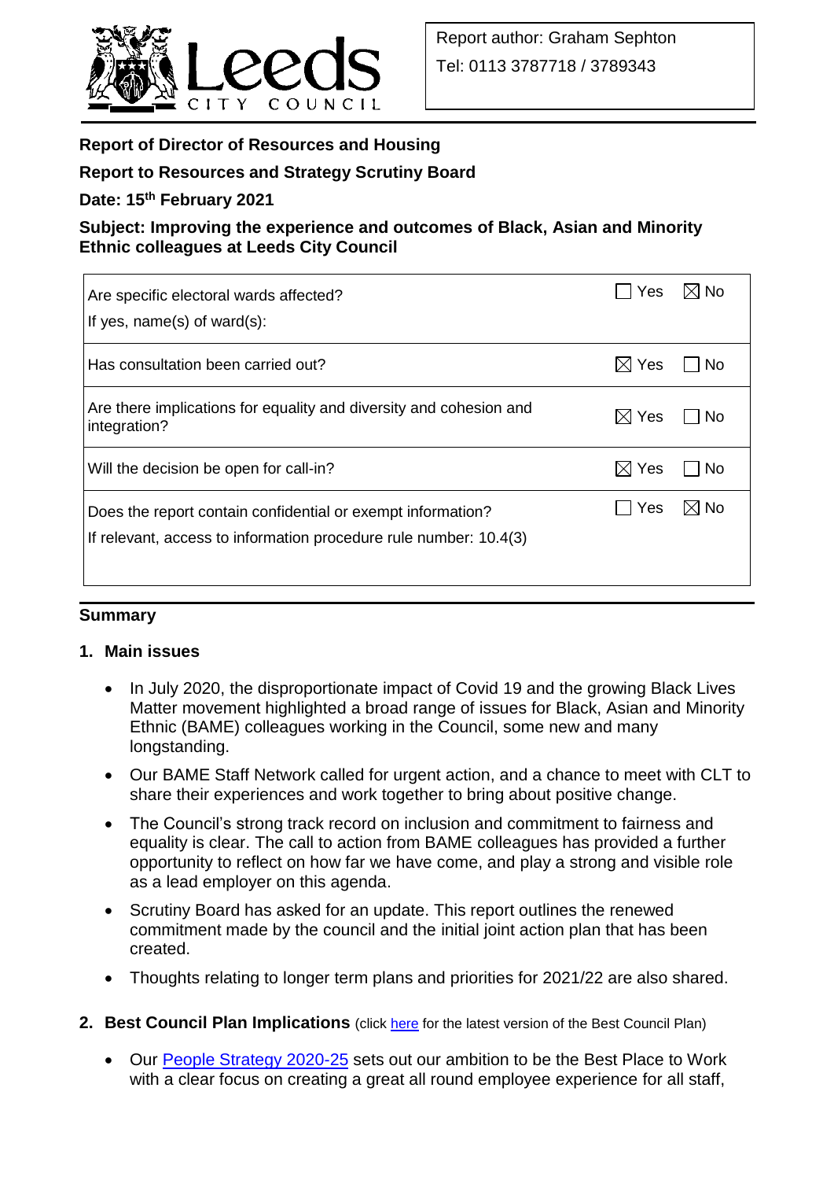Report author: Graham Sephton

Tel: 0113 3787718 / 3789343

**Report of Director of Resources and Housing**

**Report to Resources and Strategy Scrutiny Board**

**Date: 15th February 2021**

**Subject: Improving the experience and outcomes of Black, Asian and Minority Ethnic colleagues at Leeds City Council**

| | | |
|---|---|---|
| Are specific electoral wards affected?<br>If yes, name(s) of ward(s): | ☐ Yes | ☒ No |
| Has consultation been carried out? | ☒ Yes | ☐ No |
| Are there implications for equality and diversity and cohesion and integration? | ☒ Yes | ☐ No |
| Will the decision be open for call-in? | ☒ Yes | ☐ No |
| Does the report contain confidential or exempt information?<br>If relevant, access to information procedure rule number: 10.4(3) | ☐ Yes | ☒ No |

## Summary

### 1. Main issues

- In July 2020, the disproportionate impact of Covid 19 and the growing Black Lives Matter movement highlighted a broad range of issues for Black, Asian and Minority Ethnic (BAME) colleagues working in the Council, some new and many longstanding.
- Our BAME Staff Network called for urgent action, and a chance to meet with CLT to share their experiences and work together to bring about positive change.
- The Council's strong track record on inclusion and commitment to fairness and equality is clear. The call to action from BAME colleagues has provided a further opportunity to reflect on how far we have come, and play a strong and visible role as a lead employer on this agenda.
- Scrutiny Board has asked for an update. This report outlines the renewed commitment made by the council and the initial joint action plan that has been created.
- Thoughts relating to longer term plans and priorities for 2021/22 are also shared.

### 2. Best Council Plan Implications (click here for the latest version of the Best Council Plan)

- Our People Strategy 2020-25 sets out our ambition to be the Best Place to Work with a clear focus on creating a great all round employee experience for all staff,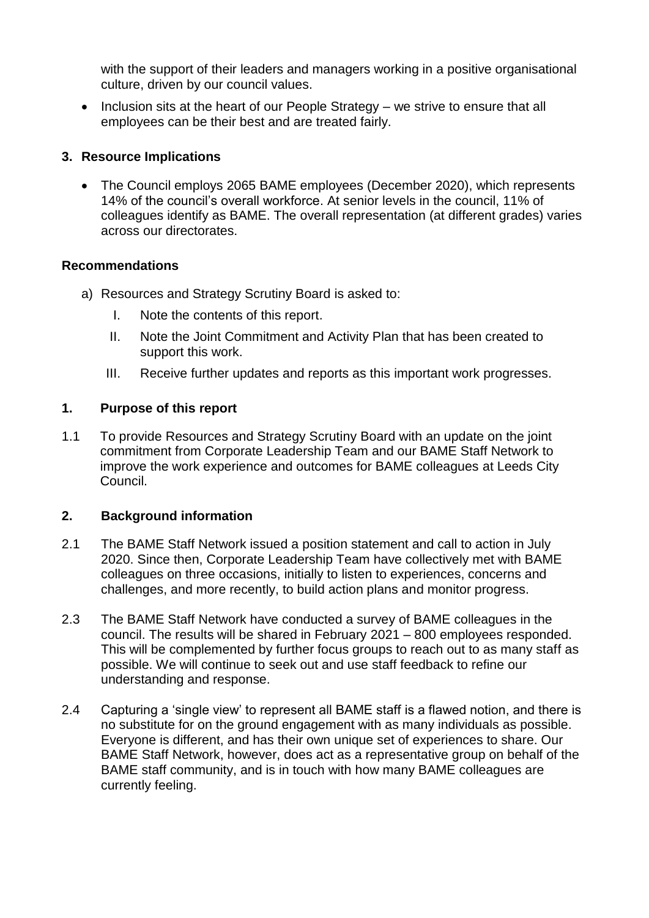with the support of their leaders and managers working in a positive organisational culture, driven by our council values.

- Inclusion sits at the heart of our People Strategy – we strive to ensure that all employees can be their best and are treated fairly.

### 3. Resource Implications

- The Council employs 2065 BAME employees (December 2020), which represents 14% of the council's overall workforce. At senior levels in the council, 11% of colleagues identify as BAME. The overall representation (at different grades) varies across our directorates.

### Recommendations

a) Resources and Strategy Scrutiny Board is asked to:

I. Note the contents of this report.

II. Note the Joint Commitment and Activity Plan that has been created to support this work.

III. Receive further updates and reports as this important work progresses.

### 1. Purpose of this report

1.1 To provide Resources and Strategy Scrutiny Board with an update on the joint commitment from Corporate Leadership Team and our BAME Staff Network to improve the work experience and outcomes for BAME colleagues at Leeds City Council.

### 2. Background information

2.1 The BAME Staff Network issued a position statement and call to action in July 2020. Since then, Corporate Leadership Team have collectively met with BAME colleagues on three occasions, initially to listen to experiences, concerns and challenges, and more recently, to build action plans and monitor progress.

2.3 The BAME Staff Network have conducted a survey of BAME colleagues in the council. The results will be shared in February 2021 – 800 employees responded. This will be complemented by further focus groups to reach out to as many staff as possible. We will continue to seek out and use staff feedback to refine our understanding and response.

2.4 Capturing a 'single view' to represent all BAME staff is a flawed notion, and there is no substitute for on the ground engagement with as many individuals as possible. Everyone is different, and has their own unique set of experiences to share. Our BAME Staff Network, however, does act as a representative group on behalf of the BAME staff community, and is in touch with how many BAME colleagues are currently feeling.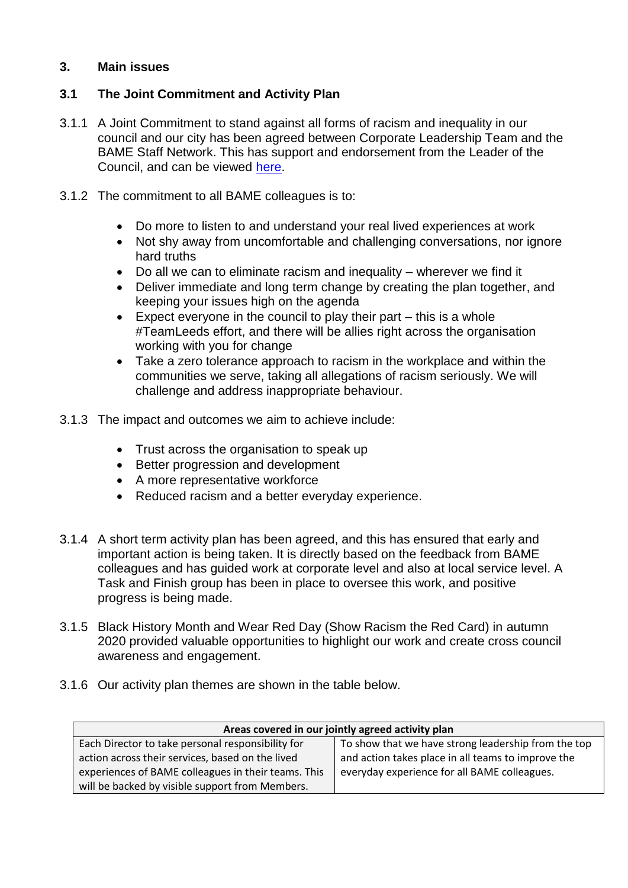## 3. Main issues

### 3.1 The Joint Commitment and Activity Plan

3.1.1 A Joint Commitment to stand against all forms of racism and inequality in our council and our city has been agreed between Corporate Leadership Team and the BAME Staff Network. This has support and endorsement from the Leader of the Council, and can be viewed here.

3.1.2 The commitment to all BAME colleagues is to:

- Do more to listen to and understand your real lived experiences at work
- Not shy away from uncomfortable and challenging conversations, nor ignore hard truths
- Do all we can to eliminate racism and inequality – wherever we find it
- Deliver immediate and long term change by creating the plan together, and keeping your issues high on the agenda
- Expect everyone in the council to play their part – this is a whole #TeamLeeds effort, and there will be allies right across the organisation working with you for change
- Take a zero tolerance approach to racism in the workplace and within the communities we serve, taking all allegations of racism seriously. We will challenge and address inappropriate behaviour.

3.1.3 The impact and outcomes we aim to achieve include:

- Trust across the organisation to speak up
- Better progression and development
- A more representative workforce
- Reduced racism and a better everyday experience.

3.1.4 A short term activity plan has been agreed, and this has ensured that early and important action is being taken. It is directly based on the feedback from BAME colleagues and has guided work at corporate level and also at local service level. A Task and Finish group has been in place to oversee this work, and positive progress is being made.

3.1.5 Black History Month and Wear Red Day (Show Racism the Red Card) in autumn 2020 provided valuable opportunities to highlight our work and create cross council awareness and engagement.

3.1.6 Our activity plan themes are shown in the table below.

| **Areas covered in our jointly agreed activity plan** | |
|---|---|
| Each Director to take personal responsibility for action across their services, based on the lived experiences of BAME colleagues in their teams. This will be backed by visible support from Members. | To show that we have strong leadership from the top and action takes place in all teams to improve the everyday experience for all BAME colleagues. |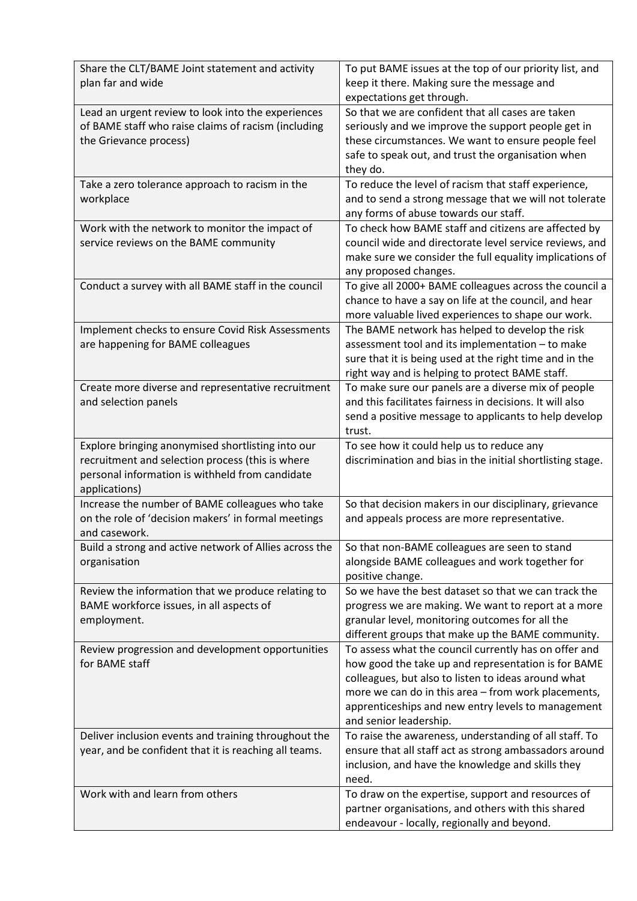| | |
|---|---|
| Share the CLT/BAME Joint statement and activity plan far and wide | To put BAME issues at the top of our priority list, and keep it there. Making sure the message and expectations get through. |
| Lead an urgent review to look into the experiences of BAME staff who raise claims of racism (including the Grievance process) | So that we are confident that all cases are taken seriously and we improve the support people get in these circumstances. We want to ensure people feel safe to speak out, and trust the organisation when they do. |
| Take a zero tolerance approach to racism in the workplace | To reduce the level of racism that staff experience, and to send a strong message that we will not tolerate any forms of abuse towards our staff. |
| Work with the network to monitor the impact of service reviews on the BAME community | To check how BAME staff and citizens are affected by council wide and directorate level service reviews, and make sure we consider the full equality implications of any proposed changes. |
| Conduct a survey with all BAME staff in the council | To give all 2000+ BAME colleagues across the council a chance to have a say on life at the council, and hear more valuable lived experiences to shape our work. |
| Implement checks to ensure Covid Risk Assessments are happening for BAME colleagues | The BAME network has helped to develop the risk assessment tool and its implementation – to make sure that it is being used at the right time and in the right way and is helping to protect BAME staff. |
| Create more diverse and representative recruitment and selection panels | To make sure our panels are a diverse mix of people and this facilitates fairness in decisions. It will also send a positive message to applicants to help develop trust. |
| Explore bringing anonymised shortlisting into our recruitment and selection process (this is where personal information is withheld from candidate applications) | To see how it could help us to reduce any discrimination and bias in the initial shortlisting stage. |
| Increase the number of BAME colleagues who take on the role of 'decision makers' in formal meetings and casework. | So that decision makers in our disciplinary, grievance and appeals process are more representative. |
| Build a strong and active network of Allies across the organisation | So that non-BAME colleagues are seen to stand alongside BAME colleagues and work together for positive change. |
| Review the information that we produce relating to BAME workforce issues, in all aspects of employment. | So we have the best dataset so that we can track the progress we are making. We want to report at a more granular level, monitoring outcomes for all the different groups that make up the BAME community. |
| Review progression and development opportunities for BAME staff | To assess what the council currently has on offer and how good the take up and representation is for BAME colleagues, but also to listen to ideas around what more we can do in this area – from work placements, apprenticeships and new entry levels to management and senior leadership. |
| Deliver inclusion events and training throughout the year, and be confident that it is reaching all teams. | To raise the awareness, understanding of all staff. To ensure that all staff act as strong ambassadors around inclusion, and have the knowledge and skills they need. |
| Work with and learn from others | To draw on the expertise, support and resources of partner organisations, and others with this shared endeavour - locally, regionally and beyond. |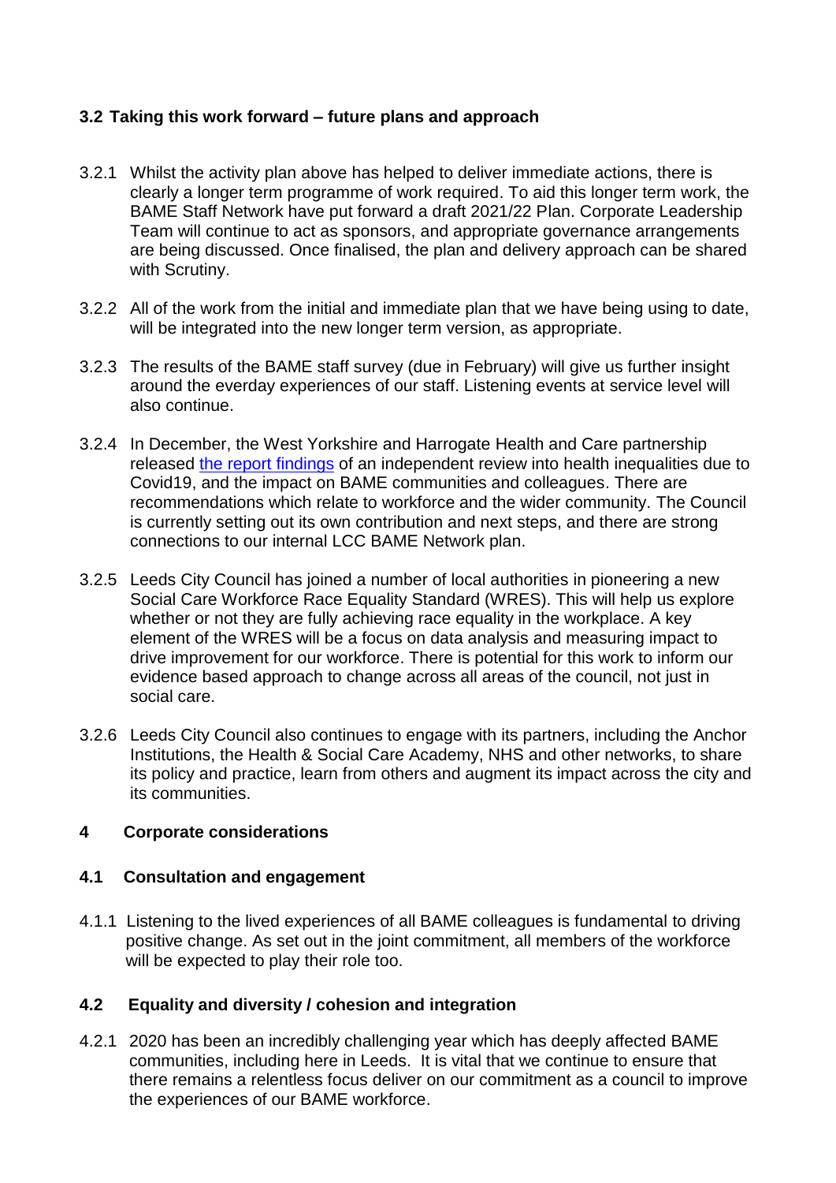### 3.2 Taking this work forward – future plans and approach

3.2.1 Whilst the activity plan above has helped to deliver immediate actions, there is clearly a longer term programme of work required. To aid this longer term work, the BAME Staff Network have put forward a draft 2021/22 Plan. Corporate Leadership Team will continue to act as sponsors, and appropriate governance arrangements are being discussed. Once finalised, the plan and delivery approach can be shared with Scrutiny.

3.2.2 All of the work from the initial and immediate plan that we have being using to date, will be integrated into the new longer term version, as appropriate.

3.2.3 The results of the BAME staff survey (due in February) will give us further insight around the everday experiences of our staff. Listening events at service level will also continue.

3.2.4 In December, the West Yorkshire and Harrogate Health and Care partnership released the report findings of an independent review into health inequalities due to Covid19, and the impact on BAME communities and colleagues. There are recommendations which relate to workforce and the wider community. The Council is currently setting out its own contribution and next steps, and there are strong connections to our internal LCC BAME Network plan.

3.2.5 Leeds City Council has joined a number of local authorities in pioneering a new Social Care Workforce Race Equality Standard (WRES). This will help us explore whether or not they are fully achieving race equality in the workplace. A key element of the WRES will be a focus on data analysis and measuring impact to drive improvement for our workforce. There is potential for this work to inform our evidence based approach to change across all areas of the council, not just in social care.

3.2.6 Leeds City Council also continues to engage with its partners, including the Anchor Institutions, the Health & Social Care Academy, NHS and other networks, to share its policy and practice, learn from others and augment its impact across the city and its communities.

## 4 Corporate considerations

### 4.1 Consultation and engagement

4.1.1 Listening to the lived experiences of all BAME colleagues is fundamental to driving positive change. As set out in the joint commitment, all members of the workforce will be expected to play their role too.

### 4.2 Equality and diversity / cohesion and integration

4.2.1 2020 has been an incredibly challenging year which has deeply affected BAME communities, including here in Leeds. It is vital that we continue to ensure that there remains a relentless focus deliver on our commitment as a council to improve the experiences of our BAME workforce.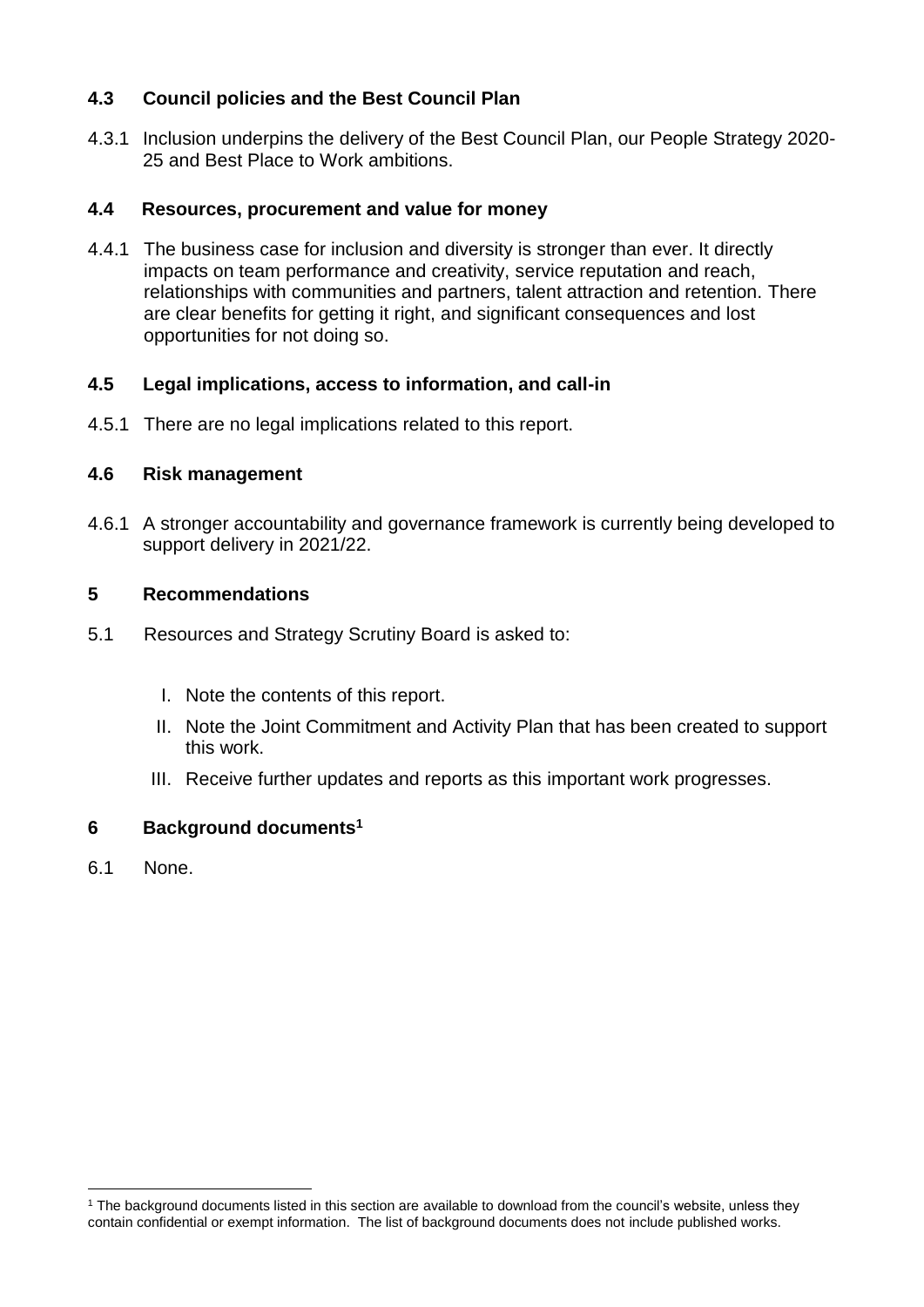### 4.3 Council policies and the Best Council Plan

4.3.1 Inclusion underpins the delivery of the Best Council Plan, our People Strategy 2020-25 and Best Place to Work ambitions.

### 4.4 Resources, procurement and value for money

4.4.1 The business case for inclusion and diversity is stronger than ever. It directly impacts on team performance and creativity, service reputation and reach, relationships with communities and partners, talent attraction and retention. There are clear benefits for getting it right, and significant consequences and lost opportunities for not doing so.

### 4.5 Legal implications, access to information, and call-in

4.5.1 There are no legal implications related to this report.

### 4.6 Risk management

4.6.1 A stronger accountability and governance framework is currently being developed to support delivery in 2021/22.

## 5 Recommendations

5.1 Resources and Strategy Scrutiny Board is asked to:

I. Note the contents of this report.

II. Note the Joint Commitment and Activity Plan that has been created to support this work.

III. Receive further updates and reports as this important work progresses.

## 6 Background documents[1]

6.1 None.

[1] The background documents listed in this section are available to download from the council's website, unless they contain confidential or exempt information. The list of background documents does not include published works.